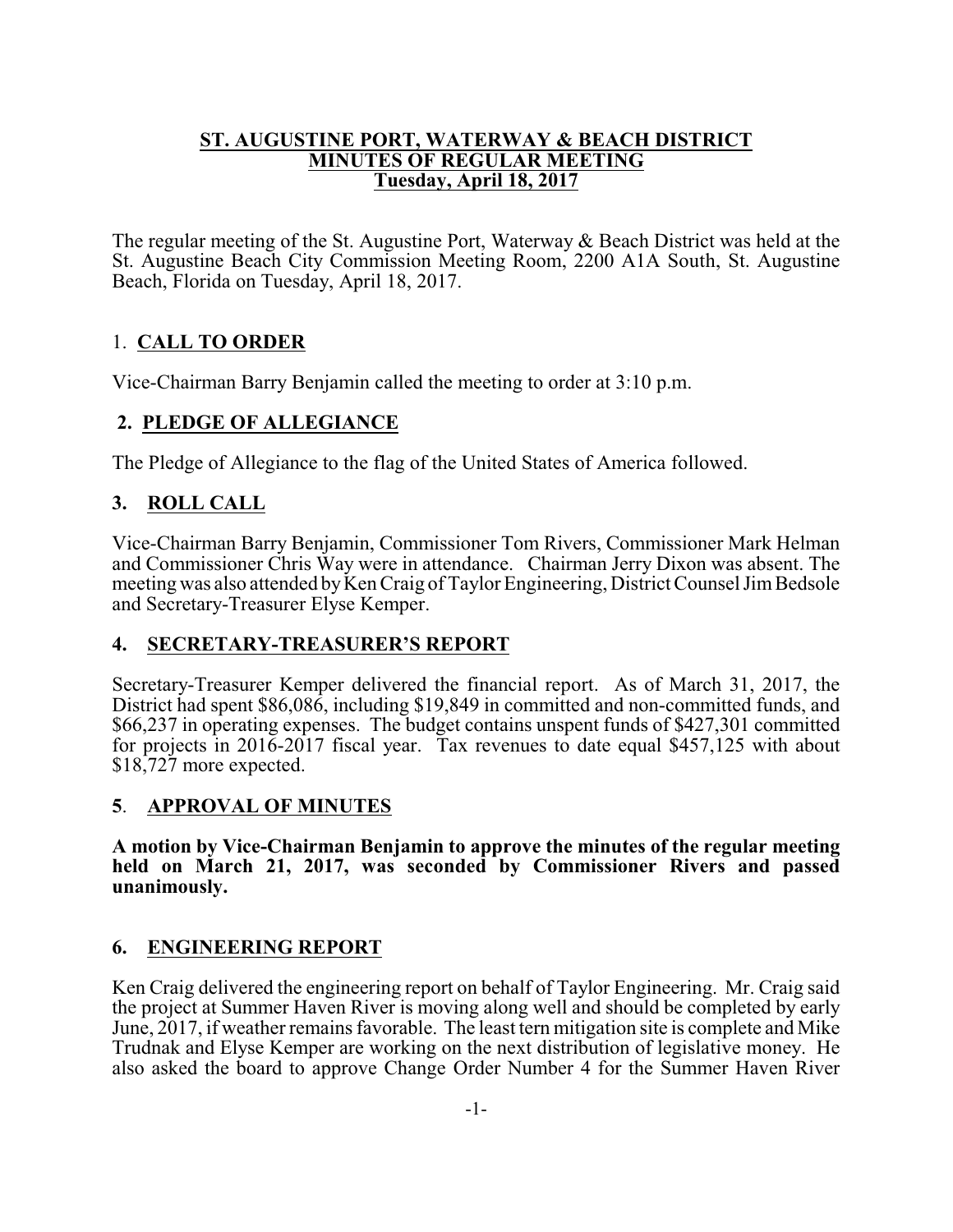# ST. AUGUSTINE PORT, WATERWAY & BEACH DISTRICT
## MINUTES OF REGULAR MEETING
### Tuesday, April 18, 2017

The regular meeting of the St. Augustine Port, Waterway & Beach District was held at the St. Augustine Beach City Commission Meeting Room, 2200 A1A South, St. Augustine Beach, Florida on Tuesday, April 18, 2017.

## 1. CALL TO ORDER

Vice-Chairman Barry Benjamin called the meeting to order at 3:10 p.m.

## 2. PLEDGE OF ALLEGIANCE

The Pledge of Allegiance to the flag of the United States of America followed.

## 3. ROLL CALL

Vice-Chairman Barry Benjamin, Commissioner Tom Rivers, Commissioner Mark Helman and Commissioner Chris Way were in attendance. Chairman Jerry Dixon was absent. The meeting was also attended by Ken Craig of Taylor Engineering, District Counsel Jim Bedsole and Secretary-Treasurer Elyse Kemper.

## 4. SECRETARY-TREASURER'S REPORT

Secretary-Treasurer Kemper delivered the financial report. As of March 31, 2017, the District had spent $86,086, including $19,849 in committed and non-committed funds, and $66,237 in operating expenses. The budget contains unspent funds of $427,301 committed for projects in 2016-2017 fiscal year. Tax revenues to date equal $457,125 with about $18,727 more expected.

## 5. APPROVAL OF MINUTES

**A motion by Vice-Chairman Benjamin to approve the minutes of the regular meeting held on March 21, 2017, was seconded by Commissioner Rivers and passed unanimously.**

## 6. ENGINEERING REPORT

Ken Craig delivered the engineering report on behalf of Taylor Engineering. Mr. Craig said the project at Summer Haven River is moving along well and should be completed by early June, 2017, if weather remains favorable. The least tern mitigation site is complete and Mike Trudnak and Elyse Kemper are working on the next distribution of legislative money. He also asked the board to approve Change Order Number 4 for the Summer Haven River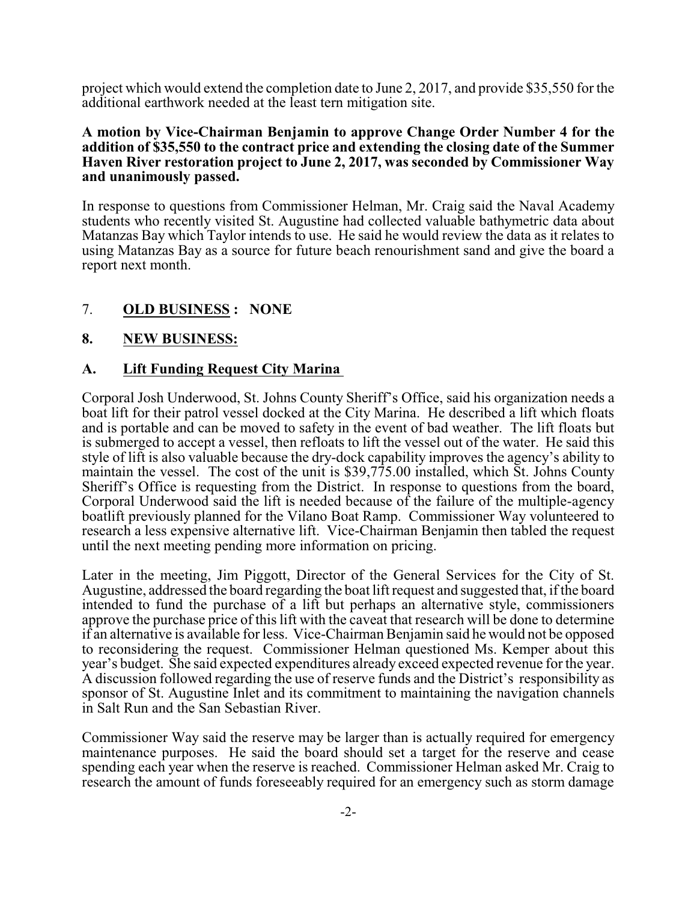project which would extend the completion date to June 2, 2017, and provide $35,550 for the additional earthwork needed at the least tern mitigation site.

**A motion by Vice-Chairman Benjamin to approve Change Order Number 4 for the addition of $35,550 to the contract price and extending the closing date of the Summer Haven River restoration project to June 2, 2017, was seconded by Commissioner Way and unanimously passed.**

In response to questions from Commissioner Helman, Mr. Craig said the Naval Academy students who recently visited St. Augustine had collected valuable bathymetric data about Matanzas Bay which Taylor intends to use. He said he would review the data as it relates to using Matanzas Bay as a source for future beach renourishment sand and give the board a report next month.

7. **OLD BUSINESS : NONE**

**8. NEW BUSINESS:**

**A. Lift Funding Request City Marina**

Corporal Josh Underwood, St. Johns County Sheriff's Office, said his organization needs a boat lift for their patrol vessel docked at the City Marina. He described a lift which floats and is portable and can be moved to safety in the event of bad weather. The lift floats but is submerged to accept a vessel, then refloats to lift the vessel out of the water. He said this style of lift is also valuable because the dry-dock capability improves the agency's ability to maintain the vessel. The cost of the unit is $39,775.00 installed, which St. Johns County Sheriff's Office is requesting from the District. In response to questions from the board, Corporal Underwood said the lift is needed because of the failure of the multiple-agency boatlift previously planned for the Vilano Boat Ramp. Commissioner Way volunteered to research a less expensive alternative lift. Vice-Chairman Benjamin then tabled the request until the next meeting pending more information on pricing.

Later in the meeting, Jim Piggott, Director of the General Services for the City of St. Augustine, addressed the board regarding the boat lift request and suggested that, if the board intended to fund the purchase of a lift but perhaps an alternative style, commissioners approve the purchase price of this lift with the caveat that research will be done to determine if an alternative is available for less. Vice-Chairman Benjamin said he would not be opposed to reconsidering the request. Commissioner Helman questioned Ms. Kemper about this year's budget. She said expected expenditures already exceed expected revenue for the year. A discussion followed regarding the use of reserve funds and the District's responsibility as sponsor of St. Augustine Inlet and its commitment to maintaining the navigation channels in Salt Run and the San Sebastian River.

Commissioner Way said the reserve may be larger than is actually required for emergency maintenance purposes. He said the board should set a target for the reserve and cease spending each year when the reserve is reached. Commissioner Helman asked Mr. Craig to research the amount of funds foreseeably required for an emergency such as storm damage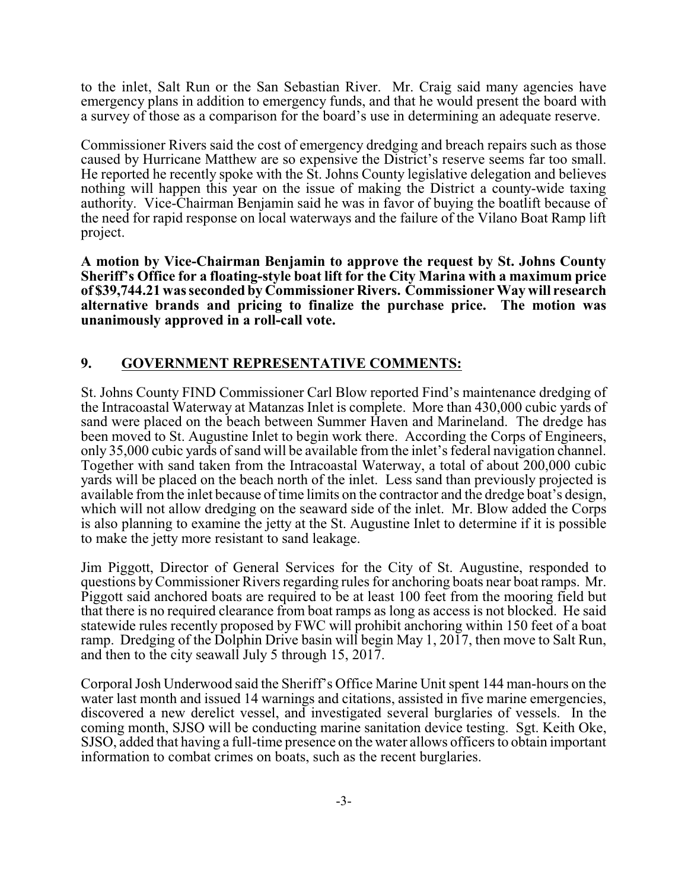to the inlet, Salt Run or the San Sebastian River. Mr. Craig said many agencies have emergency plans in addition to emergency funds, and that he would present the board with a survey of those as a comparison for the board's use in determining an adequate reserve.

Commissioner Rivers said the cost of emergency dredging and breach repairs such as those caused by Hurricane Matthew are so expensive the District's reserve seems far too small. He reported he recently spoke with the St. Johns County legislative delegation and believes nothing will happen this year on the issue of making the District a county-wide taxing authority. Vice-Chairman Benjamin said he was in favor of buying the boatlift because of the need for rapid response on local waterways and the failure of the Vilano Boat Ramp lift project.

**A motion by Vice-Chairman Benjamin to approve the request by St. Johns County Sheriff's Office for a floating-style boat lift for the City Marina with a maximum price of $39,744.21 was seconded by Commissioner Rivers. Commissioner Way will research alternative brands and pricing to finalize the purchase price. The motion was unanimously approved in a roll-call vote.**

## 9. GOVERNMENT REPRESENTATIVE COMMENTS:

St. Johns County FIND Commissioner Carl Blow reported Find's maintenance dredging of the Intracoastal Waterway at Matanzas Inlet is complete. More than 430,000 cubic yards of sand were placed on the beach between Summer Haven and Marineland. The dredge has been moved to St. Augustine Inlet to begin work there. According the Corps of Engineers, only 35,000 cubic yards of sand will be available from the inlet's federal navigation channel. Together with sand taken from the Intracoastal Waterway, a total of about 200,000 cubic yards will be placed on the beach north of the inlet. Less sand than previously projected is available from the inlet because of time limits on the contractor and the dredge boat's design, which will not allow dredging on the seaward side of the inlet. Mr. Blow added the Corps is also planning to examine the jetty at the St. Augustine Inlet to determine if it is possible to make the jetty more resistant to sand leakage.

Jim Piggott, Director of General Services for the City of St. Augustine, responded to questions by Commissioner Rivers regarding rules for anchoring boats near boat ramps. Mr. Piggott said anchored boats are required to be at least 100 feet from the mooring field but that there is no required clearance from boat ramps as long as access is not blocked. He said statewide rules recently proposed by FWC will prohibit anchoring within 150 feet of a boat ramp. Dredging of the Dolphin Drive basin will begin May 1, 2017, then move to Salt Run, and then to the city seawall July 5 through 15, 2017.

Corporal Josh Underwood said the Sheriff's Office Marine Unit spent 144 man-hours on the water last month and issued 14 warnings and citations, assisted in five marine emergencies, discovered a new derelict vessel, and investigated several burglaries of vessels. In the coming month, SJSO will be conducting marine sanitation device testing. Sgt. Keith Oke, SJSO, added that having a full-time presence on the water allows officers to obtain important information to combat crimes on boats, such as the recent burglaries.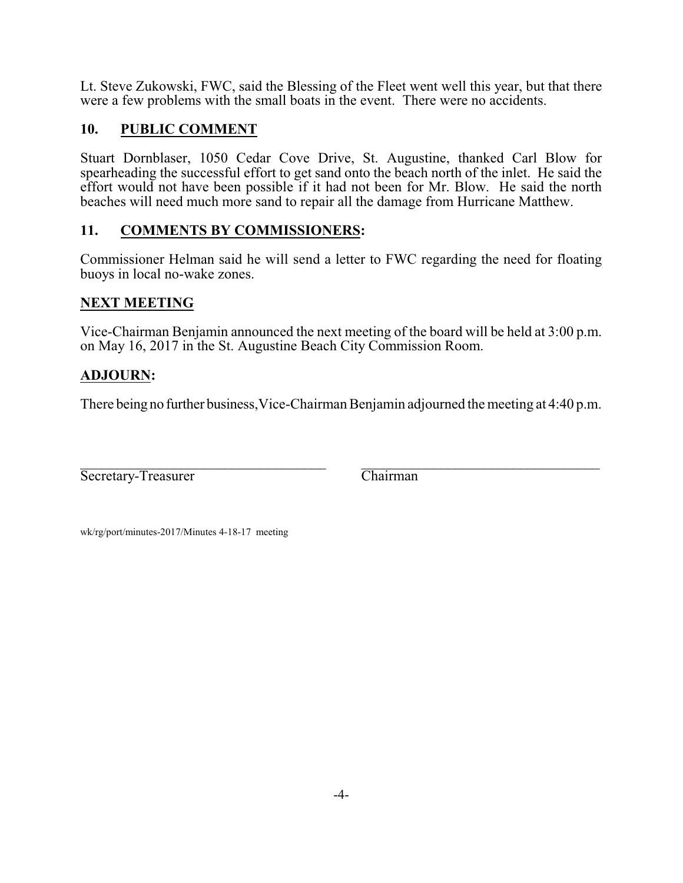Lt. Steve Zukowski, FWC, said the Blessing of the Fleet went well this year, but that there were a few problems with the small boats in the event. There were no accidents.

## 10. PUBLIC COMMENT

Stuart Dornblaser, 1050 Cedar Cove Drive, St. Augustine, thanked Carl Blow for spearheading the successful effort to get sand onto the beach north of the inlet. He said the effort would not have been possible if it had not been for Mr. Blow. He said the north beaches will need much more sand to repair all the damage from Hurricane Matthew.

## 11. COMMENTS BY COMMISSIONERS:

Commissioner Helman said he will send a letter to FWC regarding the need for floating buoys in local no-wake zones.

## NEXT MEETING

Vice-Chairman Benjamin announced the next meeting of the board will be held at 3:00 p.m. on May 16, 2017 in the St. Augustine Beach City Commission Room.

## ADJOURN:

There being no further business, Vice-Chairman Benjamin adjourned the meeting at 4:40 p.m.

\_\_\_\_\_\_\_\_\_\_\_\_\_\_\_\_\_\_\_\_\_\_\_\_\_\_\_\_\_\_\_\_\_\_\_\_
Secretary-Treasurer

\_\_\_\_\_\_\_\_\_\_\_\_\_\_\_\_\_\_\_\_\_\_\_\_\_\_\_\_\_\_\_\_\_\_\_\_
Chairman

wk/rg/port/minutes-2017/Minutes 4-18-17 meeting